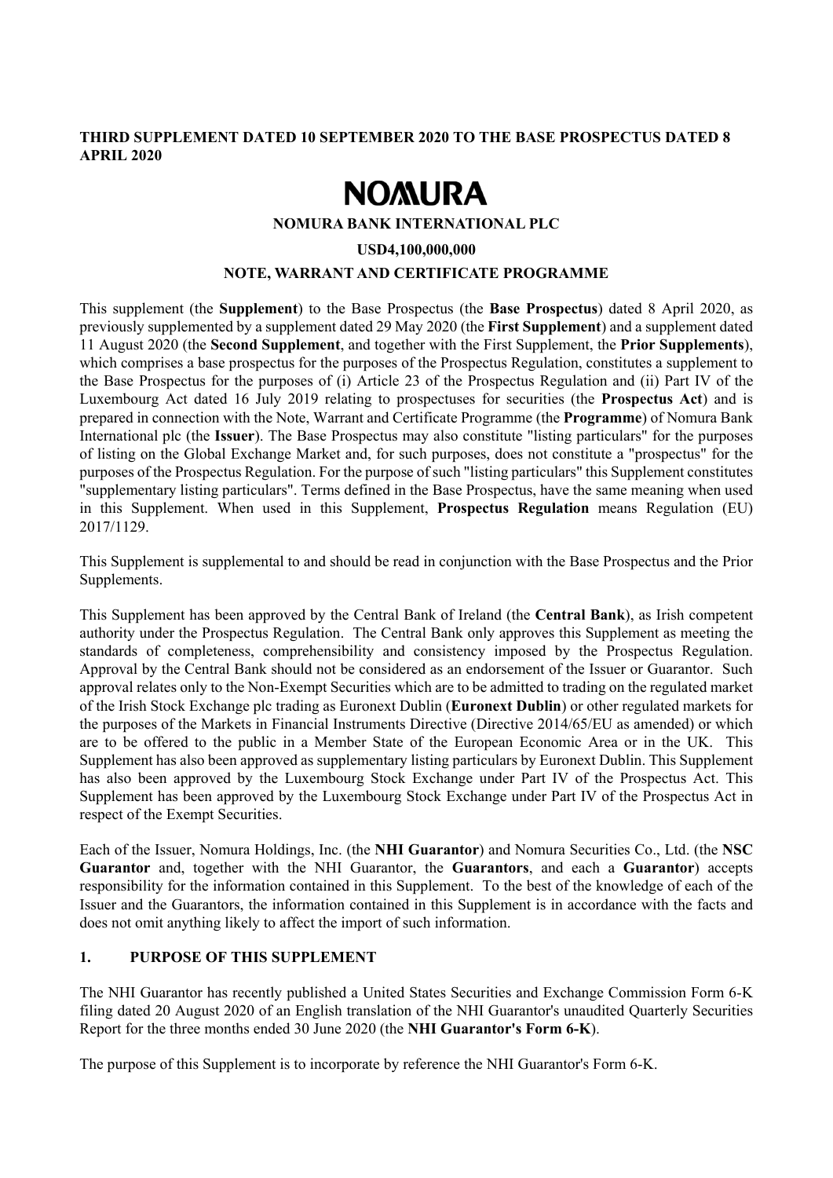**THIRD SUPPLEMENT DATED 10 SEPTEMBER 2020 TO THE BASE PROSPECTUS DATED 8 APRIL 2020**

# NOMURA

**NOMURA BANK INTERNATIONAL PLC**

**USD4,100,000,000**

**NOTE, WARRANT AND CERTIFICATE PROGRAMME**

This supplement (the **Supplement**) to the Base Prospectus (the **Base Prospectus**) dated 8 April 2020, as previously supplemented by a supplement dated 29 May 2020 (the **First Supplement**) and a supplement dated 11 August 2020 (the **Second Supplement**, and together with the First Supplement, the **Prior Supplements**), which comprises a base prospectus for the purposes of the Prospectus Regulation, constitutes a supplement to the Base Prospectus for the purposes of (i) Article 23 of the Prospectus Regulation and (ii) Part IV of the Luxembourg Act dated 16 July 2019 relating to prospectuses for securities (the **Prospectus Act**) and is prepared in connection with the Note, Warrant and Certificate Programme (the **Programme**) of Nomura Bank International plc (the **Issuer**). The Base Prospectus may also constitute "listing particulars" for the purposes of listing on the Global Exchange Market and, for such purposes, does not constitute a "prospectus" for the purposes of the Prospectus Regulation. For the purpose of such "listing particulars" this Supplement constitutes "supplementary listing particulars". Terms defined in the Base Prospectus, have the same meaning when used in this Supplement. When used in this Supplement, **Prospectus Regulation** means Regulation (EU) 2017/1129.

This Supplement is supplemental to and should be read in conjunction with the Base Prospectus and the Prior Supplements.

This Supplement has been approved by the Central Bank of Ireland (the **Central Bank**), as Irish competent authority under the Prospectus Regulation. The Central Bank only approves this Supplement as meeting the standards of completeness, comprehensibility and consistency imposed by the Prospectus Regulation. Approval by the Central Bank should not be considered as an endorsement of the Issuer or Guarantor. Such approval relates only to the Non-Exempt Securities which are to be admitted to trading on the regulated market of the Irish Stock Exchange plc trading as Euronext Dublin (**Euronext Dublin**) or other regulated markets for the purposes of the Markets in Financial Instruments Directive (Directive 2014/65/EU as amended) or which are to be offered to the public in a Member State of the European Economic Area or in the UK. This Supplement has also been approved as supplementary listing particulars by Euronext Dublin. This Supplement has also been approved by the Luxembourg Stock Exchange under Part IV of the Prospectus Act. This Supplement has been approved by the Luxembourg Stock Exchange under Part IV of the Prospectus Act in respect of the Exempt Securities.

Each of the Issuer, Nomura Holdings, Inc. (the **NHI Guarantor**) and Nomura Securities Co., Ltd. (the **NSC Guarantor** and, together with the NHI Guarantor, the **Guarantors**, and each a **Guarantor**) accepts responsibility for the information contained in this Supplement. To the best of the knowledge of each of the Issuer and the Guarantors, the information contained in this Supplement is in accordance with the facts and does not omit anything likely to affect the import of such information.

## 1. PURPOSE OF THIS SUPPLEMENT

The NHI Guarantor has recently published a United States Securities and Exchange Commission Form 6-K filing dated 20 August 2020 of an English translation of the NHI Guarantor's unaudited Quarterly Securities Report for the three months ended 30 June 2020 (the **NHI Guarantor's Form 6-K**).

The purpose of this Supplement is to incorporate by reference the NHI Guarantor's Form 6-K.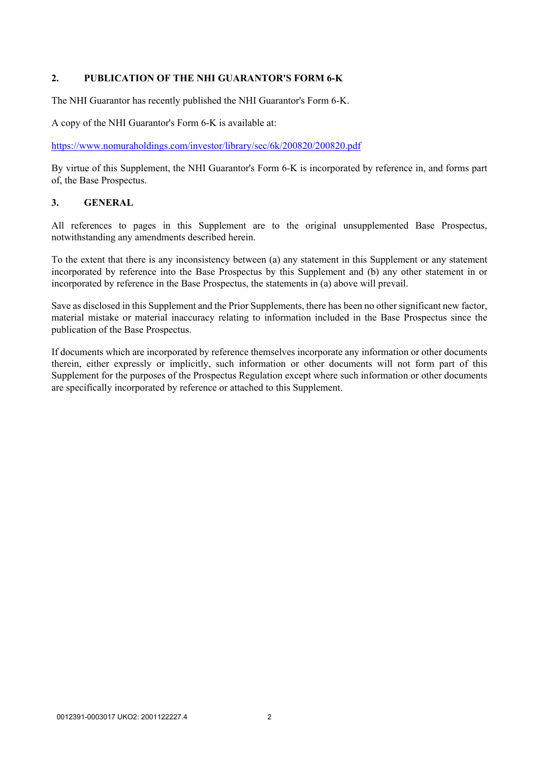## 2. PUBLICATION OF THE NHI GUARANTOR'S FORM 6-K

The NHI Guarantor has recently published the NHI Guarantor's Form 6-K.

A copy of the NHI Guarantor's Form 6-K is available at:

https://www.nomuraholdings.com/investor/library/sec/6k/200820/200820.pdf

By virtue of this Supplement, the NHI Guarantor's Form 6-K is incorporated by reference in, and forms part of, the Base Prospectus.

## 3. GENERAL

All references to pages in this Supplement are to the original unsupplemented Base Prospectus, notwithstanding any amendments described herein.

To the extent that there is any inconsistency between (a) any statement in this Supplement or any statement incorporated by reference into the Base Prospectus by this Supplement and (b) any other statement in or incorporated by reference in the Base Prospectus, the statements in (a) above will prevail.

Save as disclosed in this Supplement and the Prior Supplements, there has been no other significant new factor, material mistake or material inaccuracy relating to information included in the Base Prospectus since the publication of the Base Prospectus.

If documents which are incorporated by reference themselves incorporate any information or other documents therein, either expressly or implicitly, such information or other documents will not form part of this Supplement for the purposes of the Prospectus Regulation except where such information or other documents are specifically incorporated by reference or attached to this Supplement.

0012391-0003017 UKO2: 2001122227.4